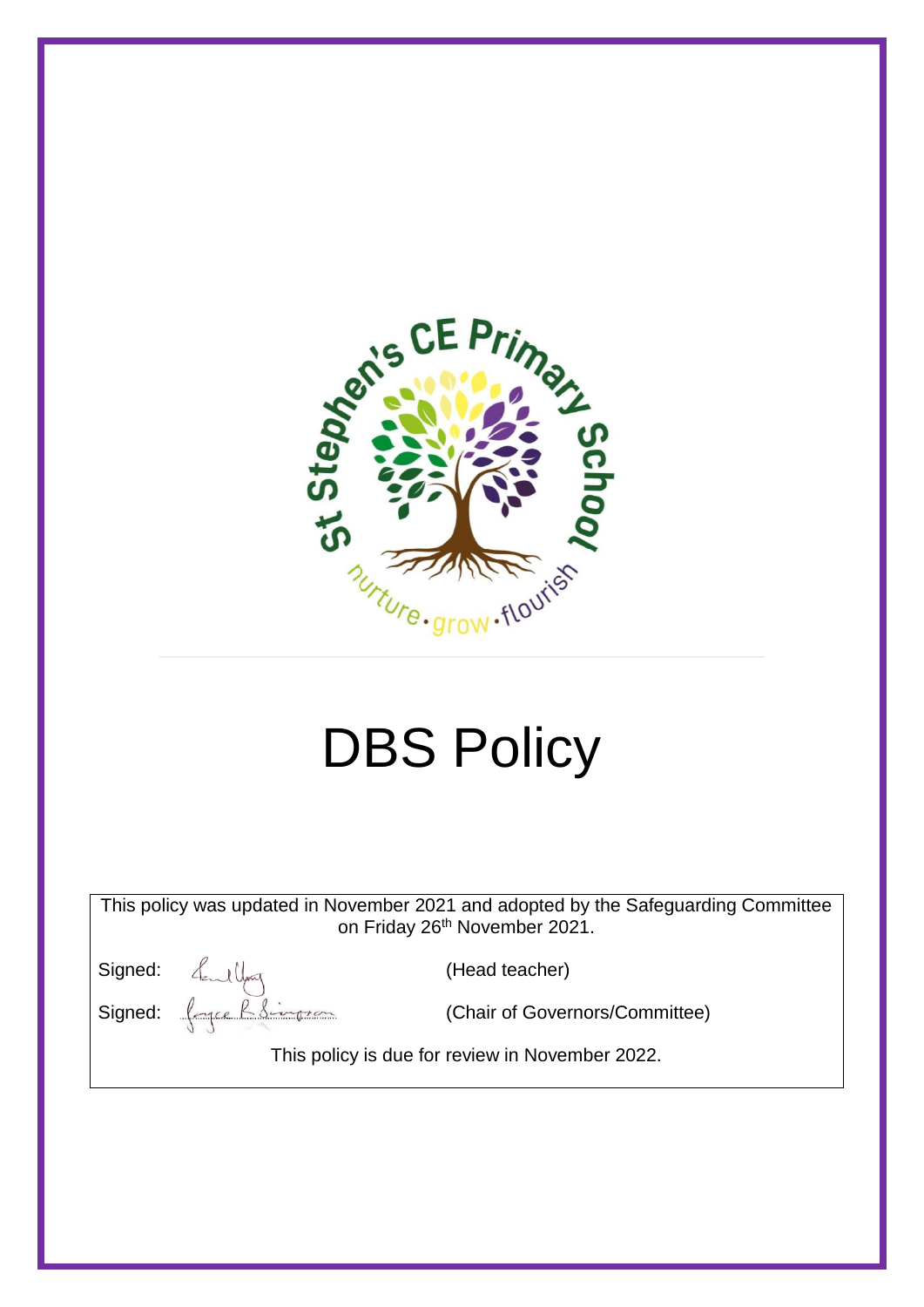St Stephen's CE Primary School

nurture · grow · flourish

# DBS Policy

This policy was updated in November 2021 and adopted by the Safeguarding Committee on Friday 26th November 2021.

Signed: (Head teacher)

Signed: (Chair of Governors/Committee)

This policy is due for review in November 2022.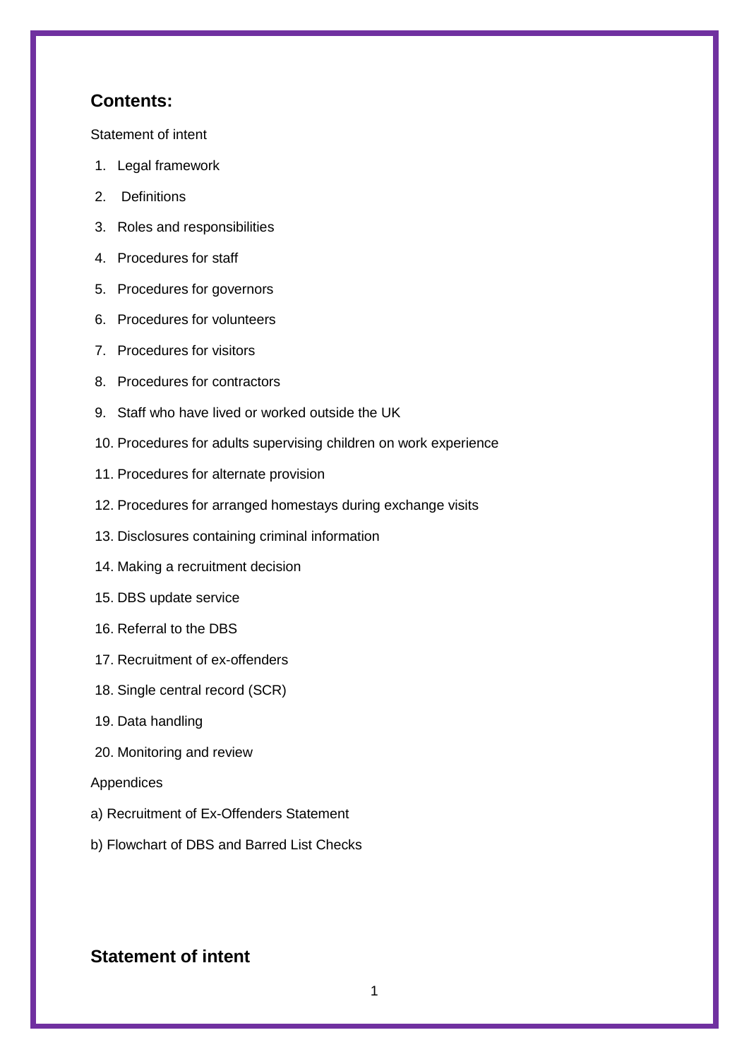## Contents:

Statement of intent

1. Legal framework
2. Definitions
3. Roles and responsibilities
4. Procedures for staff
5. Procedures for governors
6. Procedures for volunteers
7. Procedures for visitors
8. Procedures for contractors
9. Staff who have lived or worked outside the UK
10. Procedures for adults supervising children on work experience
11. Procedures for alternate provision
12. Procedures for arranged homestays during exchange visits
13. Disclosures containing criminal information
14. Making a recruitment decision
15. DBS update service
16. Referral to the DBS
17. Recruitment of ex-offenders
18. Single central record (SCR)
19. Data handling
20. Monitoring and review

Appendices

a) Recruitment of Ex-Offenders Statement

b) Flowchart of DBS and Barred List Checks

## Statement of intent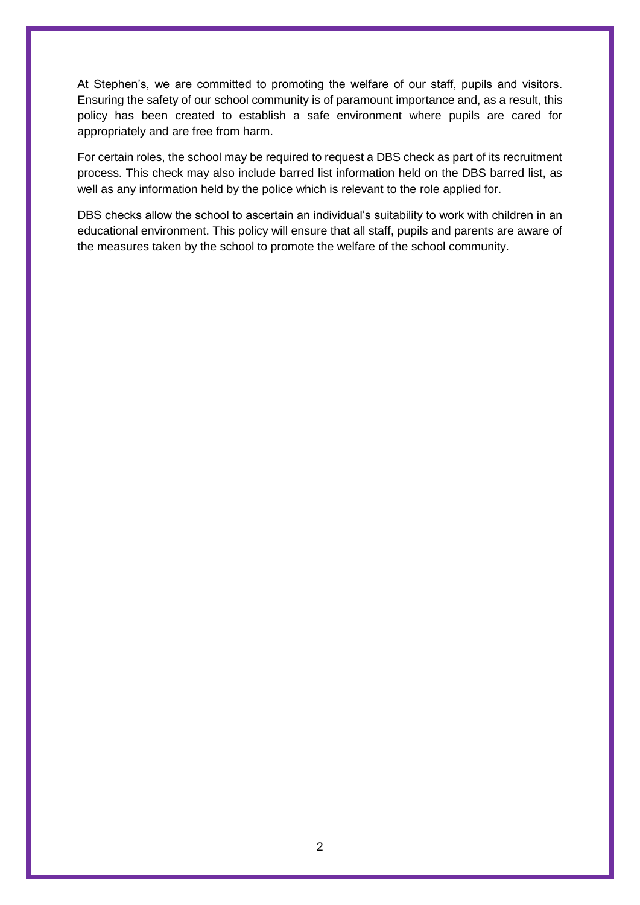At Stephen's, we are committed to promoting the welfare of our staff, pupils and visitors. Ensuring the safety of our school community is of paramount importance and, as a result, this policy has been created to establish a safe environment where pupils are cared for appropriately and are free from harm.

For certain roles, the school may be required to request a DBS check as part of its recruitment process. This check may also include barred list information held on the DBS barred list, as well as any information held by the police which is relevant to the role applied for.

DBS checks allow the school to ascertain an individual's suitability to work with children in an educational environment. This policy will ensure that all staff, pupils and parents are aware of the measures taken by the school to promote the welfare of the school community.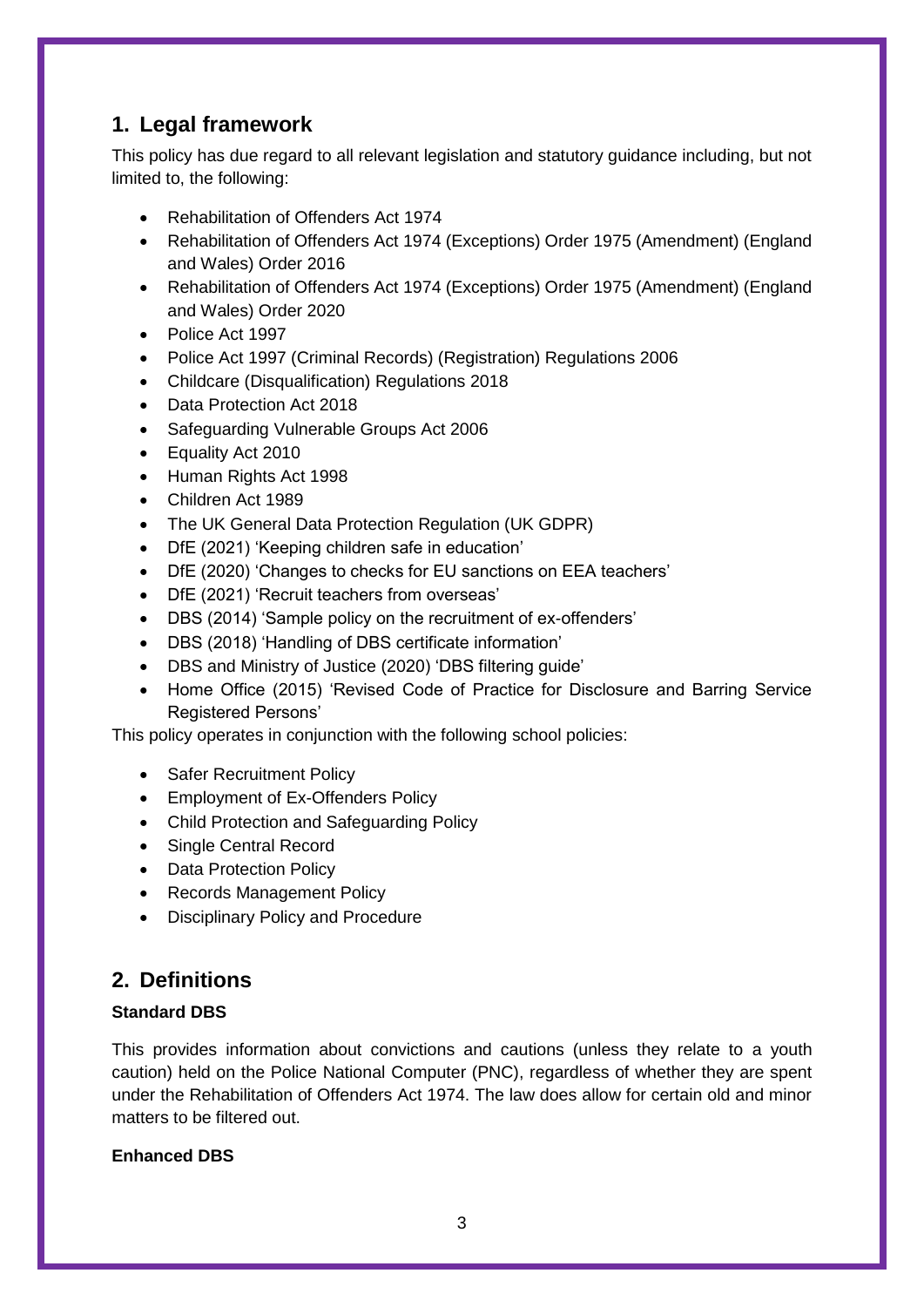## 1. Legal framework

This policy has due regard to all relevant legislation and statutory guidance including, but not limited to, the following:

- Rehabilitation of Offenders Act 1974
- Rehabilitation of Offenders Act 1974 (Exceptions) Order 1975 (Amendment) (England and Wales) Order 2016
- Rehabilitation of Offenders Act 1974 (Exceptions) Order 1975 (Amendment) (England and Wales) Order 2020
- Police Act 1997
- Police Act 1997 (Criminal Records) (Registration) Regulations 2006
- Childcare (Disqualification) Regulations 2018
- Data Protection Act 2018
- Safeguarding Vulnerable Groups Act 2006
- Equality Act 2010
- Human Rights Act 1998
- Children Act 1989
- The UK General Data Protection Regulation (UK GDPR)
- DfE (2021) 'Keeping children safe in education'
- DfE (2020) 'Changes to checks for EU sanctions on EEA teachers'
- DfE (2021) 'Recruit teachers from overseas'
- DBS (2014) 'Sample policy on the recruitment of ex-offenders'
- DBS (2018) 'Handling of DBS certificate information'
- DBS and Ministry of Justice (2020) 'DBS filtering guide'
- Home Office (2015) 'Revised Code of Practice for Disclosure and Barring Service Registered Persons'

This policy operates in conjunction with the following school policies:

- Safer Recruitment Policy
- Employment of Ex-Offenders Policy
- Child Protection and Safeguarding Policy
- Single Central Record
- Data Protection Policy
- Records Management Policy
- Disciplinary Policy and Procedure

## 2. Definitions

**Standard DBS**

This provides information about convictions and cautions (unless they relate to a youth caution) held on the Police National Computer (PNC), regardless of whether they are spent under the Rehabilitation of Offenders Act 1974. The law does allow for certain old and minor matters to be filtered out.

**Enhanced DBS**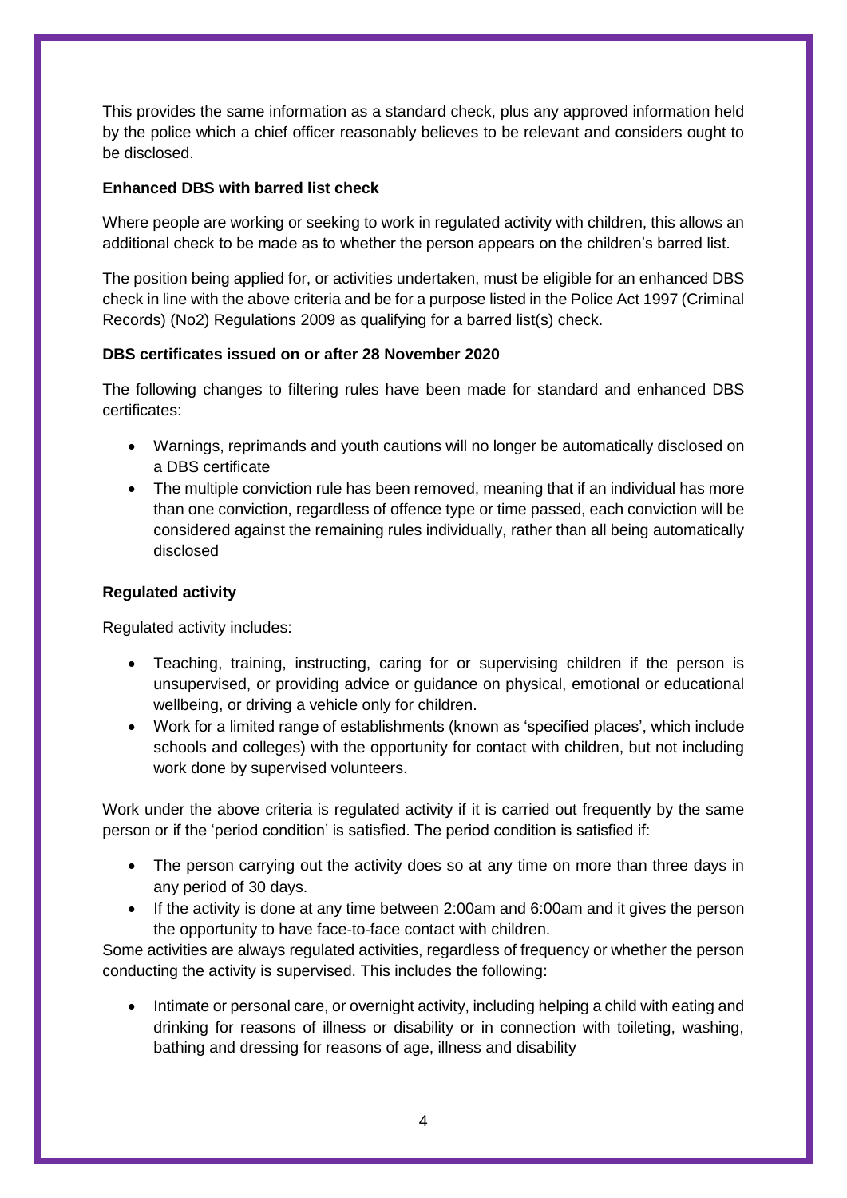This provides the same information as a standard check, plus any approved information held by the police which a chief officer reasonably believes to be relevant and considers ought to be disclosed.

**Enhanced DBS with barred list check**

Where people are working or seeking to work in regulated activity with children, this allows an additional check to be made as to whether the person appears on the children's barred list.

The position being applied for, or activities undertaken, must be eligible for an enhanced DBS check in line with the above criteria and be for a purpose listed in the Police Act 1997 (Criminal Records) (No2) Regulations 2009 as qualifying for a barred list(s) check.

**DBS certificates issued on or after 28 November 2020**

The following changes to filtering rules have been made for standard and enhanced DBS certificates:

- Warnings, reprimands and youth cautions will no longer be automatically disclosed on a DBS certificate
- The multiple conviction rule has been removed, meaning that if an individual has more than one conviction, regardless of offence type or time passed, each conviction will be considered against the remaining rules individually, rather than all being automatically disclosed

**Regulated activity**

Regulated activity includes:

- Teaching, training, instructing, caring for or supervising children if the person is unsupervised, or providing advice or guidance on physical, emotional or educational wellbeing, or driving a vehicle only for children.
- Work for a limited range of establishments (known as 'specified places', which include schools and colleges) with the opportunity for contact with children, but not including work done by supervised volunteers.

Work under the above criteria is regulated activity if it is carried out frequently by the same person or if the 'period condition' is satisfied. The period condition is satisfied if:

- The person carrying out the activity does so at any time on more than three days in any period of 30 days.
- If the activity is done at any time between 2:00am and 6:00am and it gives the person the opportunity to have face-to-face contact with children.

Some activities are always regulated activities, regardless of frequency or whether the person conducting the activity is supervised. This includes the following:

- Intimate or personal care, or overnight activity, including helping a child with eating and drinking for reasons of illness or disability or in connection with toileting, washing, bathing and dressing for reasons of age, illness and disability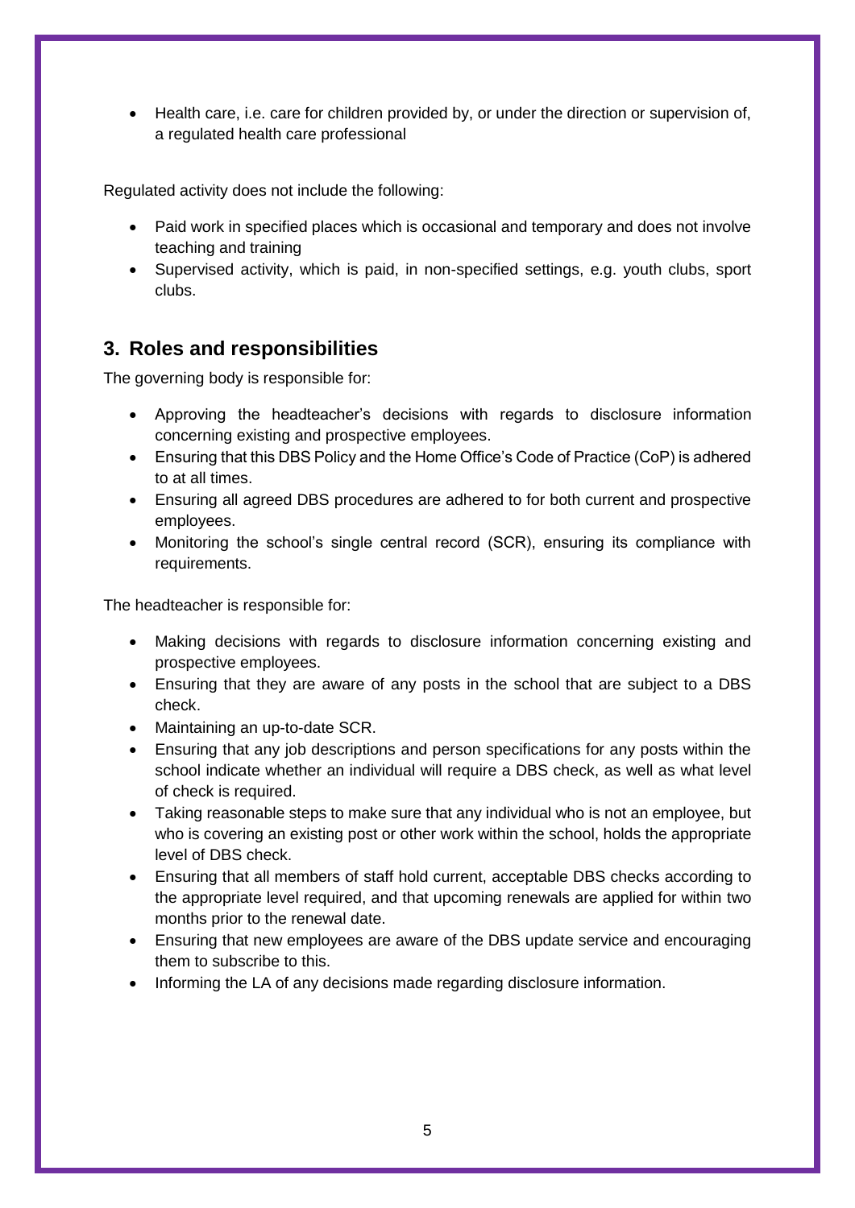- Health care, i.e. care for children provided by, or under the direction or supervision of, a regulated health care professional

Regulated activity does not include the following:

- Paid work in specified places which is occasional and temporary and does not involve teaching and training
- Supervised activity, which is paid, in non-specified settings, e.g. youth clubs, sport clubs.

## 3. Roles and responsibilities

The governing body is responsible for:

- Approving the headteacher's decisions with regards to disclosure information concerning existing and prospective employees.
- Ensuring that this DBS Policy and the Home Office's Code of Practice (CoP) is adhered to at all times.
- Ensuring all agreed DBS procedures are adhered to for both current and prospective employees.
- Monitoring the school's single central record (SCR), ensuring its compliance with requirements.

The headteacher is responsible for:

- Making decisions with regards to disclosure information concerning existing and prospective employees.
- Ensuring that they are aware of any posts in the school that are subject to a DBS check.
- Maintaining an up-to-date SCR.
- Ensuring that any job descriptions and person specifications for any posts within the school indicate whether an individual will require a DBS check, as well as what level of check is required.
- Taking reasonable steps to make sure that any individual who is not an employee, but who is covering an existing post or other work within the school, holds the appropriate level of DBS check.
- Ensuring that all members of staff hold current, acceptable DBS checks according to the appropriate level required, and that upcoming renewals are applied for within two months prior to the renewal date.
- Ensuring that new employees are aware of the DBS update service and encouraging them to subscribe to this.
- Informing the LA of any decisions made regarding disclosure information.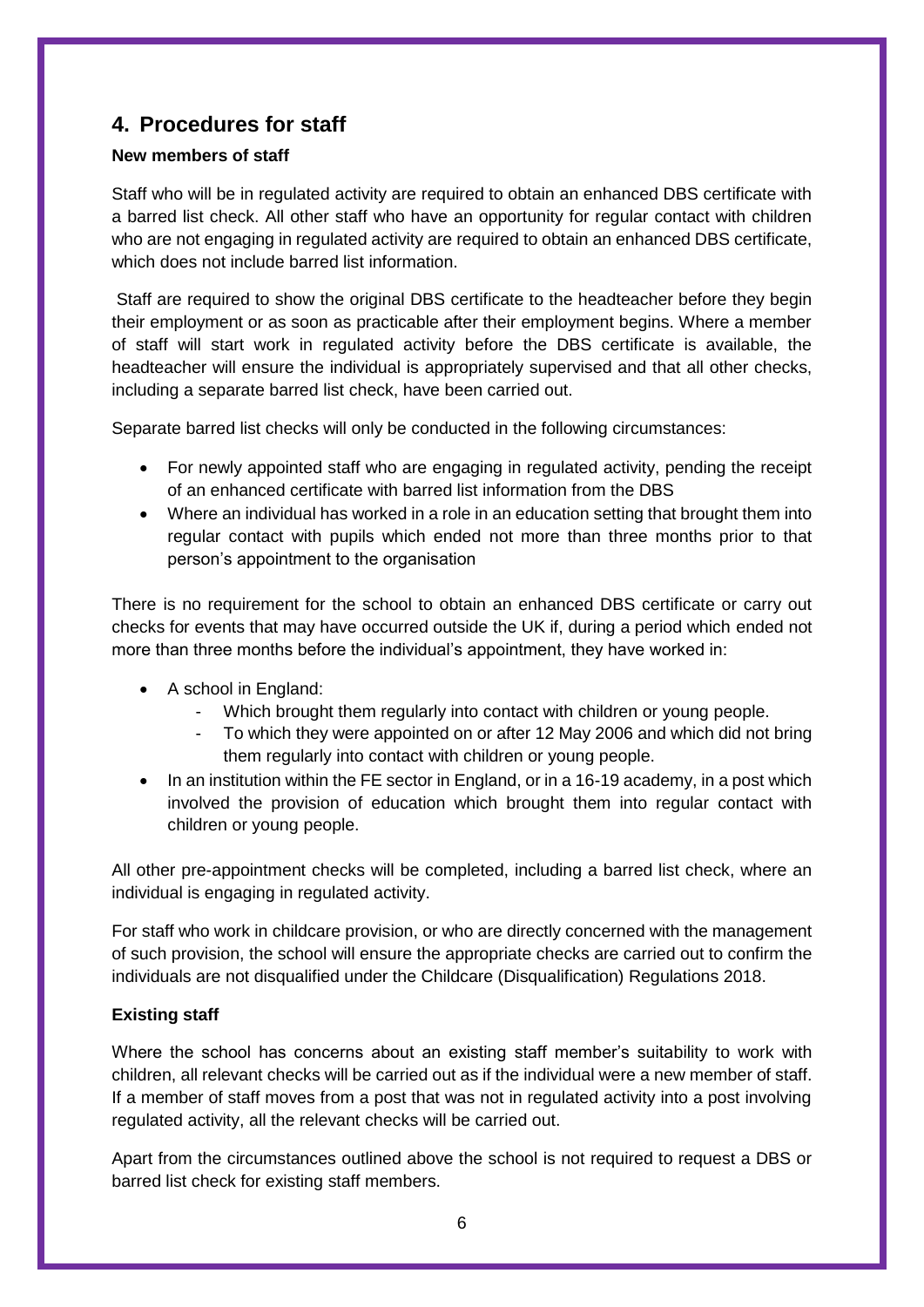## 4. Procedures for staff

**New members of staff**

Staff who will be in regulated activity are required to obtain an enhanced DBS certificate with a barred list check. All other staff who have an opportunity for regular contact with children who are not engaging in regulated activity are required to obtain an enhanced DBS certificate, which does not include barred list information.

Staff are required to show the original DBS certificate to the headteacher before they begin their employment or as soon as practicable after their employment begins. Where a member of staff will start work in regulated activity before the DBS certificate is available, the headteacher will ensure the individual is appropriately supervised and that all other checks, including a separate barred list check, have been carried out.

Separate barred list checks will only be conducted in the following circumstances:

- For newly appointed staff who are engaging in regulated activity, pending the receipt of an enhanced certificate with barred list information from the DBS
- Where an individual has worked in a role in an education setting that brought them into regular contact with pupils which ended not more than three months prior to that person's appointment to the organisation

There is no requirement for the school to obtain an enhanced DBS certificate or carry out checks for events that may have occurred outside the UK if, during a period which ended not more than three months before the individual's appointment, they have worked in:

- A school in England:
  - Which brought them regularly into contact with children or young people.
  - To which they were appointed on or after 12 May 2006 and which did not bring them regularly into contact with children or young people.
- In an institution within the FE sector in England, or in a 16-19 academy, in a post which involved the provision of education which brought them into regular contact with children or young people.

All other pre-appointment checks will be completed, including a barred list check, where an individual is engaging in regulated activity.

For staff who work in childcare provision, or who are directly concerned with the management of such provision, the school will ensure the appropriate checks are carried out to confirm the individuals are not disqualified under the Childcare (Disqualification) Regulations 2018.

**Existing staff**

Where the school has concerns about an existing staff member's suitability to work with children, all relevant checks will be carried out as if the individual were a new member of staff. If a member of staff moves from a post that was not in regulated activity into a post involving regulated activity, all the relevant checks will be carried out.

Apart from the circumstances outlined above the school is not required to request a DBS or barred list check for existing staff members.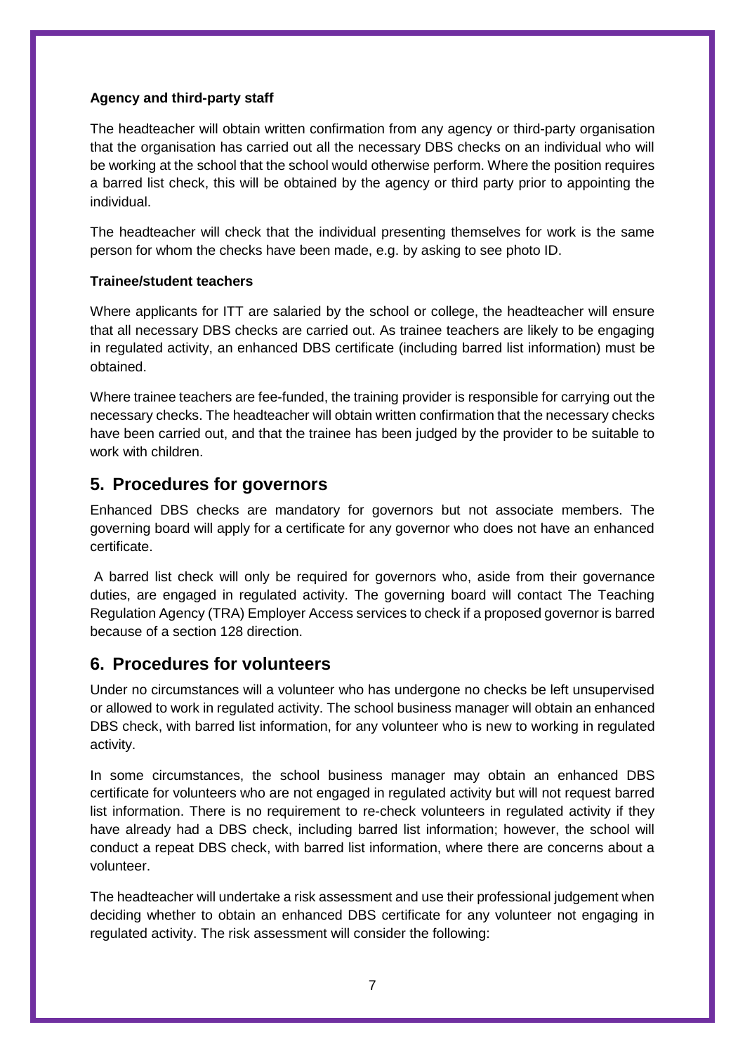**Agency and third-party staff**

The headteacher will obtain written confirmation from any agency or third-party organisation that the organisation has carried out all the necessary DBS checks on an individual who will be working at the school that the school would otherwise perform. Where the position requires a barred list check, this will be obtained by the agency or third party prior to appointing the individual.

The headteacher will check that the individual presenting themselves for work is the same person for whom the checks have been made, e.g. by asking to see photo ID.

**Trainee/student teachers**

Where applicants for ITT are salaried by the school or college, the headteacher will ensure that all necessary DBS checks are carried out. As trainee teachers are likely to be engaging in regulated activity, an enhanced DBS certificate (including barred list information) must be obtained.

Where trainee teachers are fee-funded, the training provider is responsible for carrying out the necessary checks. The headteacher will obtain written confirmation that the necessary checks have been carried out, and that the trainee has been judged by the provider to be suitable to work with children.

## 5. Procedures for governors

Enhanced DBS checks are mandatory for governors but not associate members. The governing board will apply for a certificate for any governor who does not have an enhanced certificate.

A barred list check will only be required for governors who, aside from their governance duties, are engaged in regulated activity. The governing board will contact The Teaching Regulation Agency (TRA) Employer Access services to check if a proposed governor is barred because of a section 128 direction.

## 6. Procedures for volunteers

Under no circumstances will a volunteer who has undergone no checks be left unsupervised or allowed to work in regulated activity. The school business manager will obtain an enhanced DBS check, with barred list information, for any volunteer who is new to working in regulated activity.

In some circumstances, the school business manager may obtain an enhanced DBS certificate for volunteers who are not engaged in regulated activity but will not request barred list information. There is no requirement to re-check volunteers in regulated activity if they have already had a DBS check, including barred list information; however, the school will conduct a repeat DBS check, with barred list information, where there are concerns about a volunteer.

The headteacher will undertake a risk assessment and use their professional judgement when deciding whether to obtain an enhanced DBS certificate for any volunteer not engaging in regulated activity. The risk assessment will consider the following: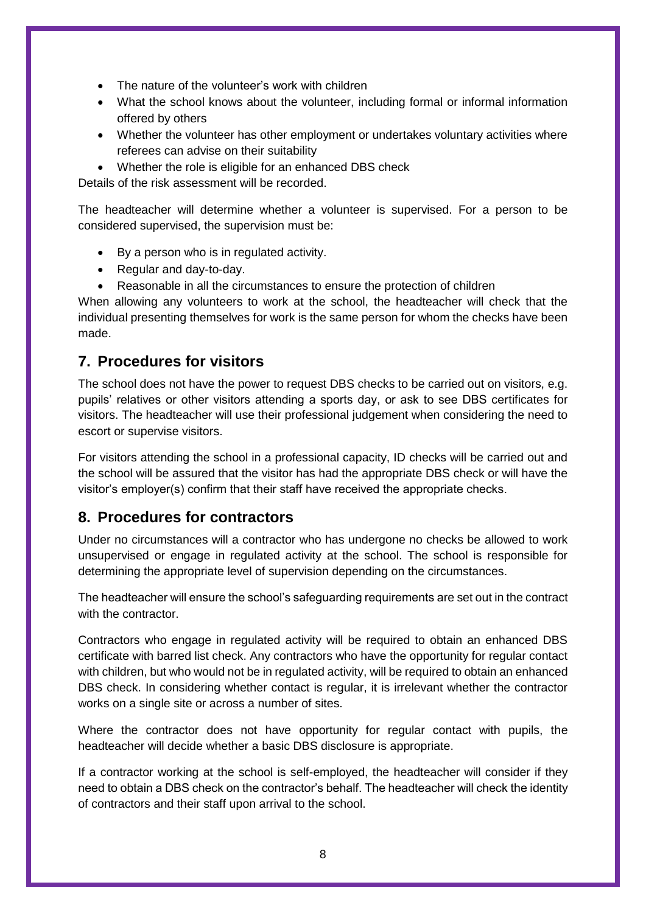- The nature of the volunteer's work with children
- What the school knows about the volunteer, including formal or informal information offered by others
- Whether the volunteer has other employment or undertakes voluntary activities where referees can advise on their suitability
- Whether the role is eligible for an enhanced DBS check

Details of the risk assessment will be recorded.

The headteacher will determine whether a volunteer is supervised. For a person to be considered supervised, the supervision must be:

- By a person who is in regulated activity.
- Regular and day-to-day.
- Reasonable in all the circumstances to ensure the protection of children

When allowing any volunteers to work at the school, the headteacher will check that the individual presenting themselves for work is the same person for whom the checks have been made.

## 7. Procedures for visitors

The school does not have the power to request DBS checks to be carried out on visitors, e.g. pupils' relatives or other visitors attending a sports day, or ask to see DBS certificates for visitors. The headteacher will use their professional judgement when considering the need to escort or supervise visitors.

For visitors attending the school in a professional capacity, ID checks will be carried out and the school will be assured that the visitor has had the appropriate DBS check or will have the visitor's employer(s) confirm that their staff have received the appropriate checks.

## 8. Procedures for contractors

Under no circumstances will a contractor who has undergone no checks be allowed to work unsupervised or engage in regulated activity at the school. The school is responsible for determining the appropriate level of supervision depending on the circumstances.

The headteacher will ensure the school's safeguarding requirements are set out in the contract with the contractor.

Contractors who engage in regulated activity will be required to obtain an enhanced DBS certificate with barred list check. Any contractors who have the opportunity for regular contact with children, but who would not be in regulated activity, will be required to obtain an enhanced DBS check. In considering whether contact is regular, it is irrelevant whether the contractor works on a single site or across a number of sites.

Where the contractor does not have opportunity for regular contact with pupils, the headteacher will decide whether a basic DBS disclosure is appropriate.

If a contractor working at the school is self-employed, the headteacher will consider if they need to obtain a DBS check on the contractor's behalf. The headteacher will check the identity of contractors and their staff upon arrival to the school.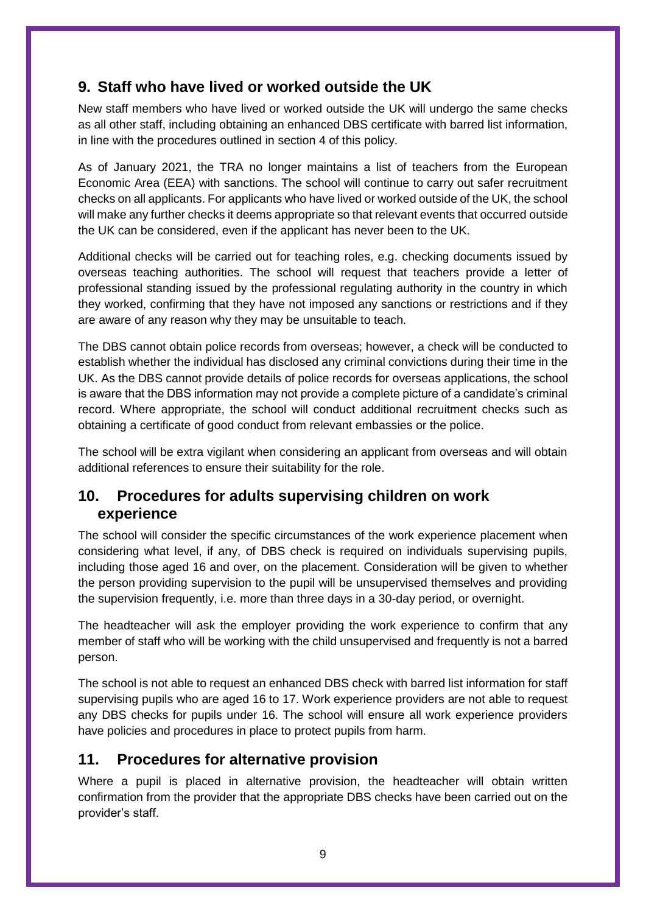## 9. Staff who have lived or worked outside the UK

New staff members who have lived or worked outside the UK will undergo the same checks as all other staff, including obtaining an enhanced DBS certificate with barred list information, in line with the procedures outlined in section 4 of this policy.

As of January 2021, the TRA no longer maintains a list of teachers from the European Economic Area (EEA) with sanctions. The school will continue to carry out safer recruitment checks on all applicants. For applicants who have lived or worked outside of the UK, the school will make any further checks it deems appropriate so that relevant events that occurred outside the UK can be considered, even if the applicant has never been to the UK.

Additional checks will be carried out for teaching roles, e.g. checking documents issued by overseas teaching authorities. The school will request that teachers provide a letter of professional standing issued by the professional regulating authority in the country in which they worked, confirming that they have not imposed any sanctions or restrictions and if they are aware of any reason why they may be unsuitable to teach.

The DBS cannot obtain police records from overseas; however, a check will be conducted to establish whether the individual has disclosed any criminal convictions during their time in the UK. As the DBS cannot provide details of police records for overseas applications, the school is aware that the DBS information may not provide a complete picture of a candidate's criminal record. Where appropriate, the school will conduct additional recruitment checks such as obtaining a certificate of good conduct from relevant embassies or the police.

The school will be extra vigilant when considering an applicant from overseas and will obtain additional references to ensure their suitability for the role.

## 10. Procedures for adults supervising children on work experience

The school will consider the specific circumstances of the work experience placement when considering what level, if any, of DBS check is required on individuals supervising pupils, including those aged 16 and over, on the placement. Consideration will be given to whether the person providing supervision to the pupil will be unsupervised themselves and providing the supervision frequently, i.e. more than three days in a 30-day period, or overnight.

The headteacher will ask the employer providing the work experience to confirm that any member of staff who will be working with the child unsupervised and frequently is not a barred person.

The school is not able to request an enhanced DBS check with barred list information for staff supervising pupils who are aged 16 to 17. Work experience providers are not able to request any DBS checks for pupils under 16. The school will ensure all work experience providers have policies and procedures in place to protect pupils from harm.

## 11. Procedures for alternative provision

Where a pupil is placed in alternative provision, the headteacher will obtain written confirmation from the provider that the appropriate DBS checks have been carried out on the provider's staff.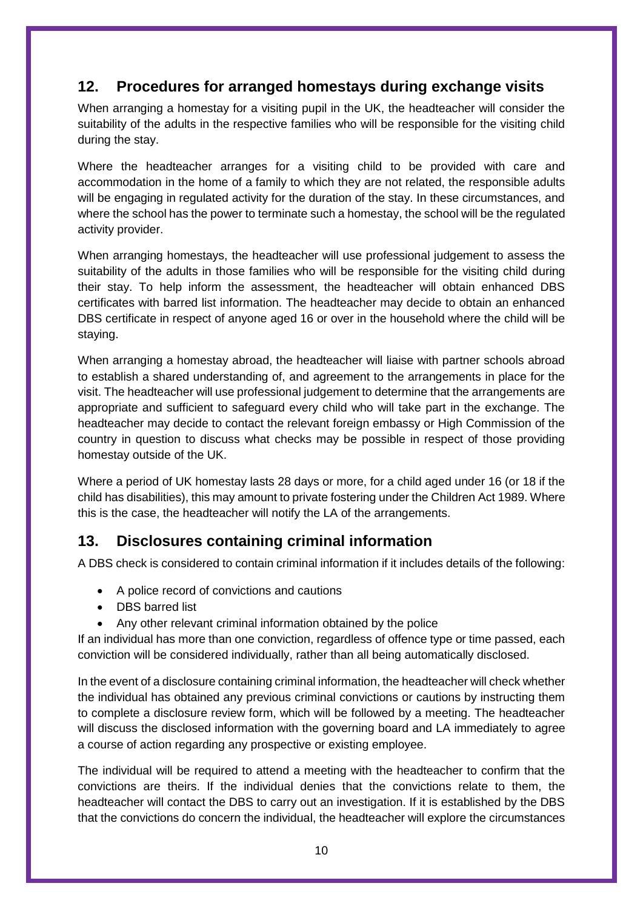## 12. Procedures for arranged homestays during exchange visits

When arranging a homestay for a visiting pupil in the UK, the headteacher will consider the suitability of the adults in the respective families who will be responsible for the visiting child during the stay.

Where the headteacher arranges for a visiting child to be provided with care and accommodation in the home of a family to which they are not related, the responsible adults will be engaging in regulated activity for the duration of the stay. In these circumstances, and where the school has the power to terminate such a homestay, the school will be the regulated activity provider.

When arranging homestays, the headteacher will use professional judgement to assess the suitability of the adults in those families who will be responsible for the visiting child during their stay. To help inform the assessment, the headteacher will obtain enhanced DBS certificates with barred list information. The headteacher may decide to obtain an enhanced DBS certificate in respect of anyone aged 16 or over in the household where the child will be staying.

When arranging a homestay abroad, the headteacher will liaise with partner schools abroad to establish a shared understanding of, and agreement to the arrangements in place for the visit. The headteacher will use professional judgement to determine that the arrangements are appropriate and sufficient to safeguard every child who will take part in the exchange. The headteacher may decide to contact the relevant foreign embassy or High Commission of the country in question to discuss what checks may be possible in respect of those providing homestay outside of the UK.

Where a period of UK homestay lasts 28 days or more, for a child aged under 16 (or 18 if the child has disabilities), this may amount to private fostering under the Children Act 1989. Where this is the case, the headteacher will notify the LA of the arrangements.

## 13. Disclosures containing criminal information

A DBS check is considered to contain criminal information if it includes details of the following:

- A police record of convictions and cautions
- DBS barred list
- Any other relevant criminal information obtained by the police

If an individual has more than one conviction, regardless of offence type or time passed, each conviction will be considered individually, rather than all being automatically disclosed.

In the event of a disclosure containing criminal information, the headteacher will check whether the individual has obtained any previous criminal convictions or cautions by instructing them to complete a disclosure review form, which will be followed by a meeting. The headteacher will discuss the disclosed information with the governing board and LA immediately to agree a course of action regarding any prospective or existing employee.

The individual will be required to attend a meeting with the headteacher to confirm that the convictions are theirs. If the individual denies that the convictions relate to them, the headteacher will contact the DBS to carry out an investigation. If it is established by the DBS that the convictions do concern the individual, the headteacher will explore the circumstances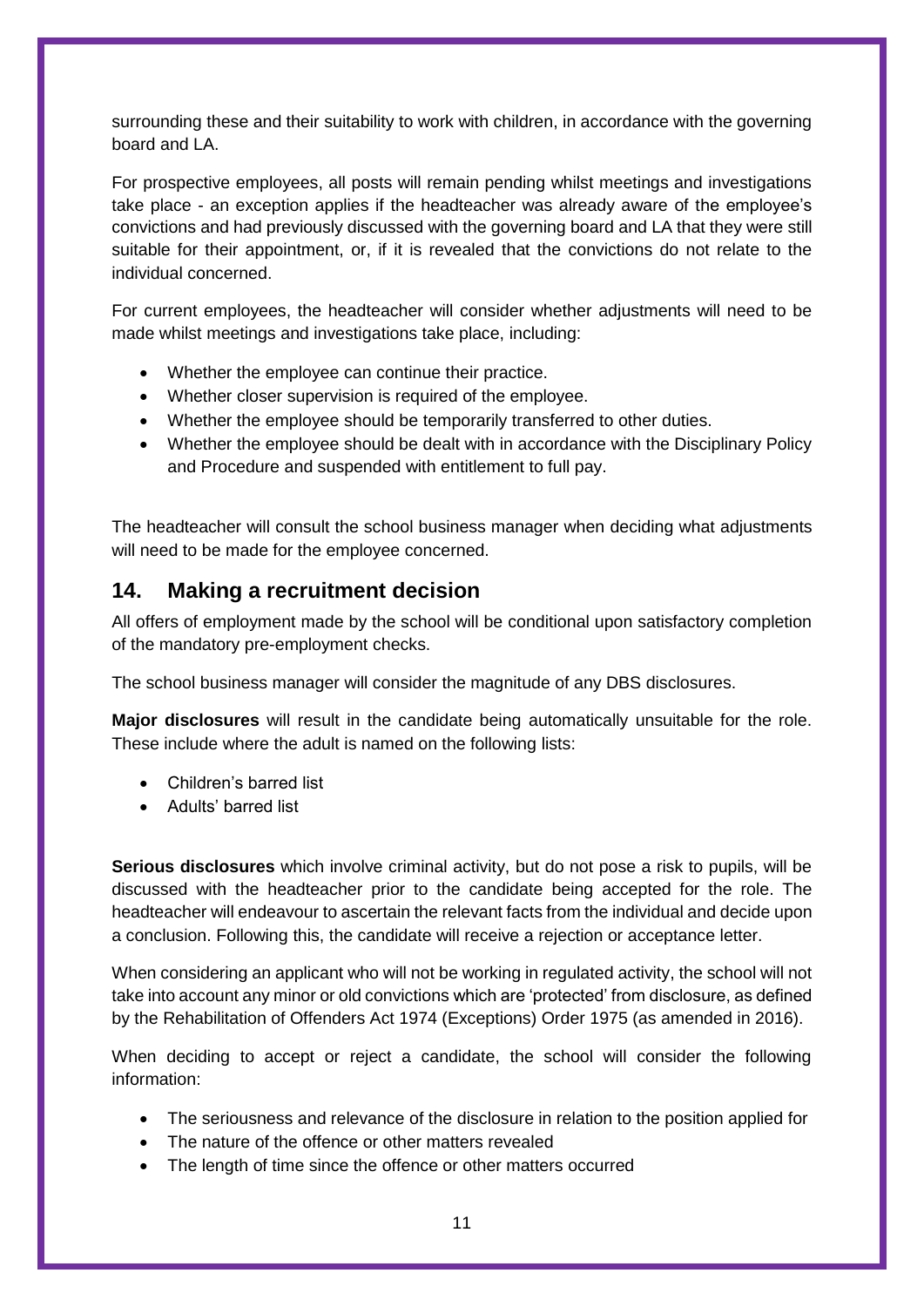surrounding these and their suitability to work with children, in accordance with the governing board and LA.

For prospective employees, all posts will remain pending whilst meetings and investigations take place - an exception applies if the headteacher was already aware of the employee's convictions and had previously discussed with the governing board and LA that they were still suitable for their appointment, or, if it is revealed that the convictions do not relate to the individual concerned.

For current employees, the headteacher will consider whether adjustments will need to be made whilst meetings and investigations take place, including:

- Whether the employee can continue their practice.
- Whether closer supervision is required of the employee.
- Whether the employee should be temporarily transferred to other duties.
- Whether the employee should be dealt with in accordance with the Disciplinary Policy and Procedure and suspended with entitlement to full pay.

The headteacher will consult the school business manager when deciding what adjustments will need to be made for the employee concerned.

## 14. Making a recruitment decision

All offers of employment made by the school will be conditional upon satisfactory completion of the mandatory pre-employment checks.

The school business manager will consider the magnitude of any DBS disclosures.

**Major disclosures** will result in the candidate being automatically unsuitable for the role. These include where the adult is named on the following lists:

- Children's barred list
- Adults' barred list

**Serious disclosures** which involve criminal activity, but do not pose a risk to pupils, will be discussed with the headteacher prior to the candidate being accepted for the role. The headteacher will endeavour to ascertain the relevant facts from the individual and decide upon a conclusion. Following this, the candidate will receive a rejection or acceptance letter.

When considering an applicant who will not be working in regulated activity, the school will not take into account any minor or old convictions which are 'protected' from disclosure, as defined by the Rehabilitation of Offenders Act 1974 (Exceptions) Order 1975 (as amended in 2016).

When deciding to accept or reject a candidate, the school will consider the following information:

- The seriousness and relevance of the disclosure in relation to the position applied for
- The nature of the offence or other matters revealed
- The length of time since the offence or other matters occurred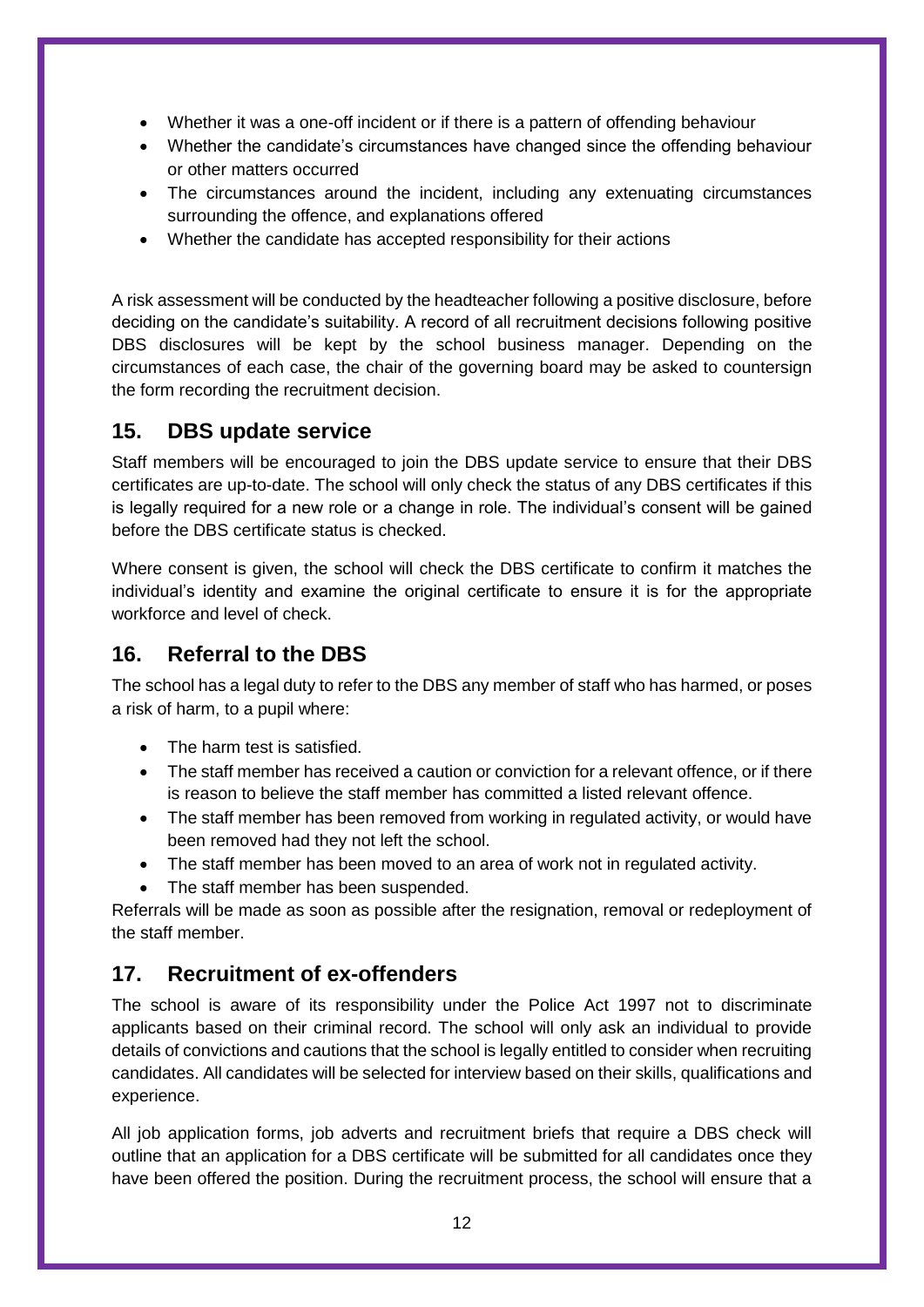- Whether it was a one-off incident or if there is a pattern of offending behaviour
- Whether the candidate's circumstances have changed since the offending behaviour or other matters occurred
- The circumstances around the incident, including any extenuating circumstances surrounding the offence, and explanations offered
- Whether the candidate has accepted responsibility for their actions

A risk assessment will be conducted by the headteacher following a positive disclosure, before deciding on the candidate's suitability. A record of all recruitment decisions following positive DBS disclosures will be kept by the school business manager. Depending on the circumstances of each case, the chair of the governing board may be asked to countersign the form recording the recruitment decision.

## 15. DBS update service

Staff members will be encouraged to join the DBS update service to ensure that their DBS certificates are up-to-date. The school will only check the status of any DBS certificates if this is legally required for a new role or a change in role. The individual's consent will be gained before the DBS certificate status is checked.

Where consent is given, the school will check the DBS certificate to confirm it matches the individual's identity and examine the original certificate to ensure it is for the appropriate workforce and level of check.

## 16. Referral to the DBS

The school has a legal duty to refer to the DBS any member of staff who has harmed, or poses a risk of harm, to a pupil where:

- The harm test is satisfied.
- The staff member has received a caution or conviction for a relevant offence, or if there is reason to believe the staff member has committed a listed relevant offence.
- The staff member has been removed from working in regulated activity, or would have been removed had they not left the school.
- The staff member has been moved to an area of work not in regulated activity.
- The staff member has been suspended.

Referrals will be made as soon as possible after the resignation, removal or redeployment of the staff member.

## 17. Recruitment of ex-offenders

The school is aware of its responsibility under the Police Act 1997 not to discriminate applicants based on their criminal record. The school will only ask an individual to provide details of convictions and cautions that the school is legally entitled to consider when recruiting candidates. All candidates will be selected for interview based on their skills, qualifications and experience.

All job application forms, job adverts and recruitment briefs that require a DBS check will outline that an application for a DBS certificate will be submitted for all candidates once they have been offered the position. During the recruitment process, the school will ensure that a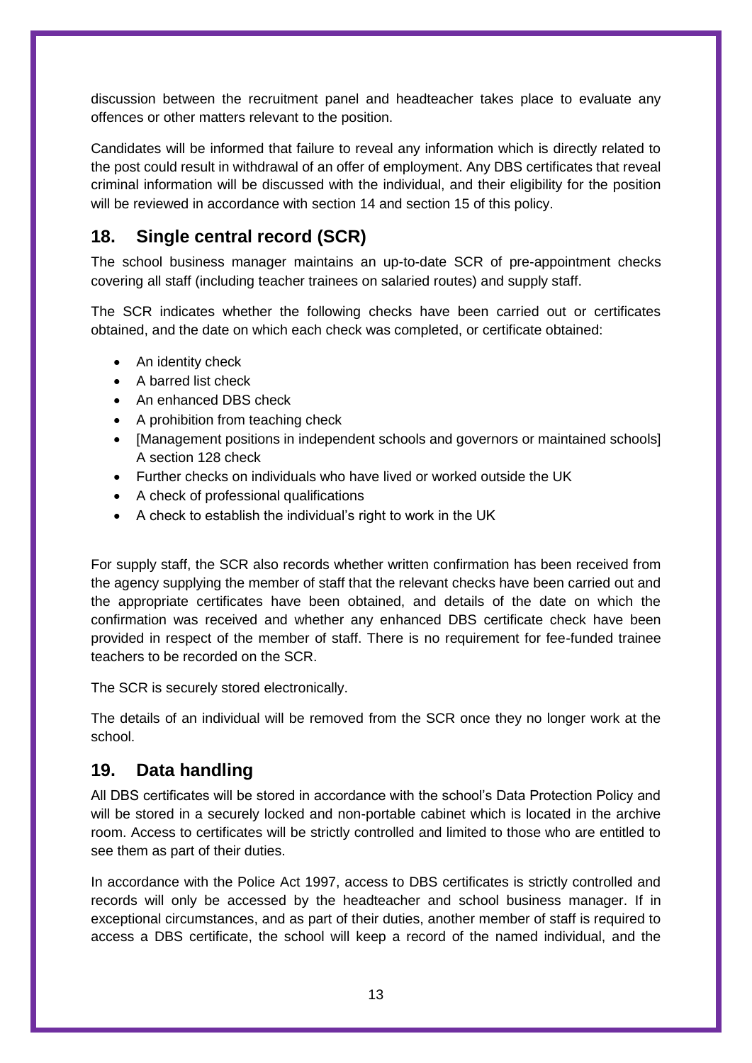discussion between the recruitment panel and headteacher takes place to evaluate any offences or other matters relevant to the position.

Candidates will be informed that failure to reveal any information which is directly related to the post could result in withdrawal of an offer of employment. Any DBS certificates that reveal criminal information will be discussed with the individual, and their eligibility for the position will be reviewed in accordance with section 14 and section 15 of this policy.

## 18. Single central record (SCR)

The school business manager maintains an up-to-date SCR of pre-appointment checks covering all staff (including teacher trainees on salaried routes) and supply staff.

The SCR indicates whether the following checks have been carried out or certificates obtained, and the date on which each check was completed, or certificate obtained:

- An identity check
- A barred list check
- An enhanced DBS check
- A prohibition from teaching check
- [Management positions in independent schools and governors or maintained schools] A section 128 check
- Further checks on individuals who have lived or worked outside the UK
- A check of professional qualifications
- A check to establish the individual's right to work in the UK

For supply staff, the SCR also records whether written confirmation has been received from the agency supplying the member of staff that the relevant checks have been carried out and the appropriate certificates have been obtained, and details of the date on which the confirmation was received and whether any enhanced DBS certificate check have been provided in respect of the member of staff. There is no requirement for fee-funded trainee teachers to be recorded on the SCR.

The SCR is securely stored electronically.

The details of an individual will be removed from the SCR once they no longer work at the school.

## 19. Data handling

All DBS certificates will be stored in accordance with the school's Data Protection Policy and will be stored in a securely locked and non-portable cabinet which is located in the archive room. Access to certificates will be strictly controlled and limited to those who are entitled to see them as part of their duties.

In accordance with the Police Act 1997, access to DBS certificates is strictly controlled and records will only be accessed by the headteacher and school business manager. If in exceptional circumstances, and as part of their duties, another member of staff is required to access a DBS certificate, the school will keep a record of the named individual, and the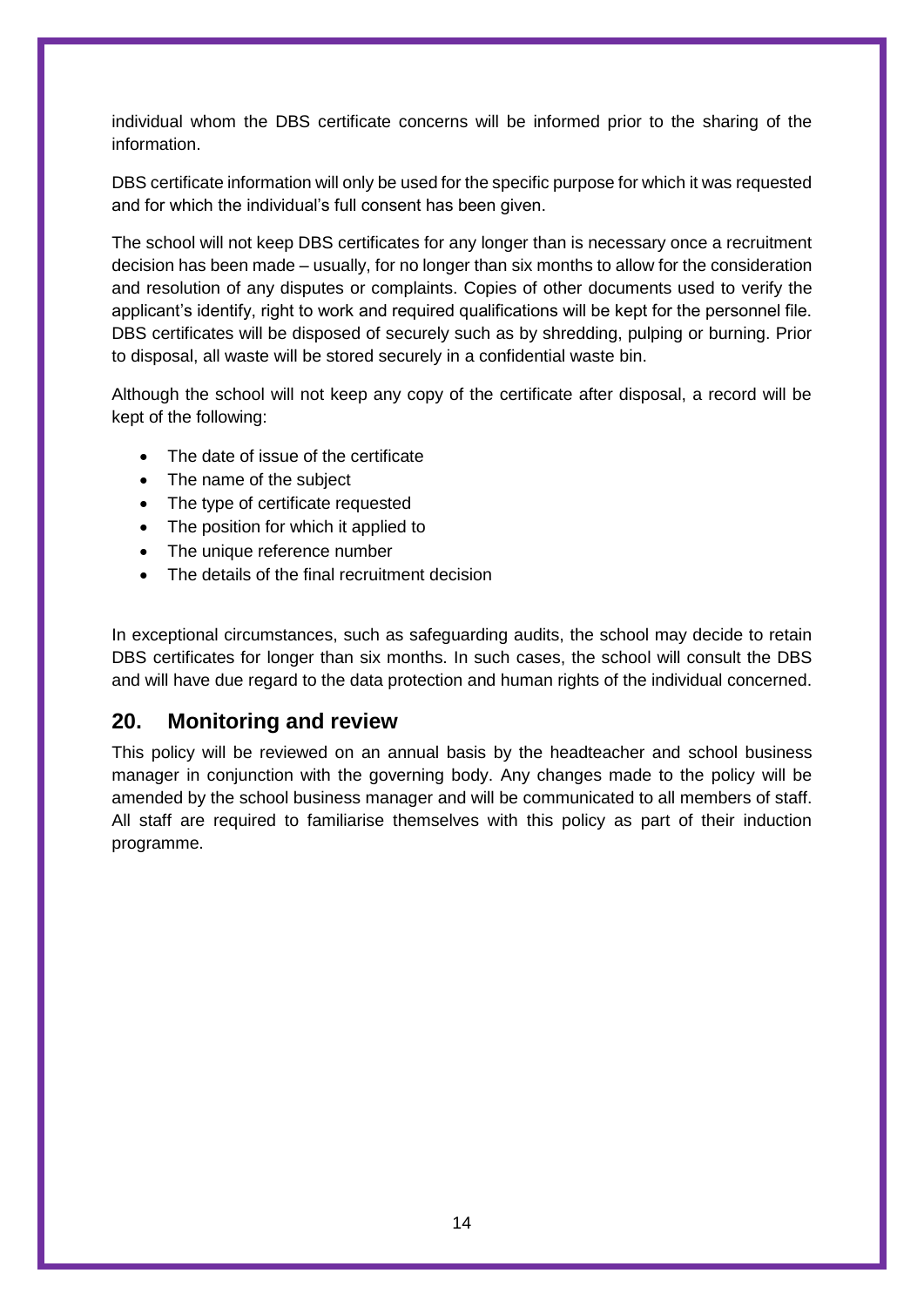individual whom the DBS certificate concerns will be informed prior to the sharing of the information.

DBS certificate information will only be used for the specific purpose for which it was requested and for which the individual's full consent has been given.

The school will not keep DBS certificates for any longer than is necessary once a recruitment decision has been made – usually, for no longer than six months to allow for the consideration and resolution of any disputes or complaints. Copies of other documents used to verify the applicant's identify, right to work and required qualifications will be kept for the personnel file. DBS certificates will be disposed of securely such as by shredding, pulping or burning. Prior to disposal, all waste will be stored securely in a confidential waste bin.

Although the school will not keep any copy of the certificate after disposal, a record will be kept of the following:

- The date of issue of the certificate
- The name of the subject
- The type of certificate requested
- The position for which it applied to
- The unique reference number
- The details of the final recruitment decision

In exceptional circumstances, such as safeguarding audits, the school may decide to retain DBS certificates for longer than six months. In such cases, the school will consult the DBS and will have due regard to the data protection and human rights of the individual concerned.

## 20. Monitoring and review

This policy will be reviewed on an annual basis by the headteacher and school business manager in conjunction with the governing body. Any changes made to the policy will be amended by the school business manager and will be communicated to all members of staff. All staff are required to familiarise themselves with this policy as part of their induction programme.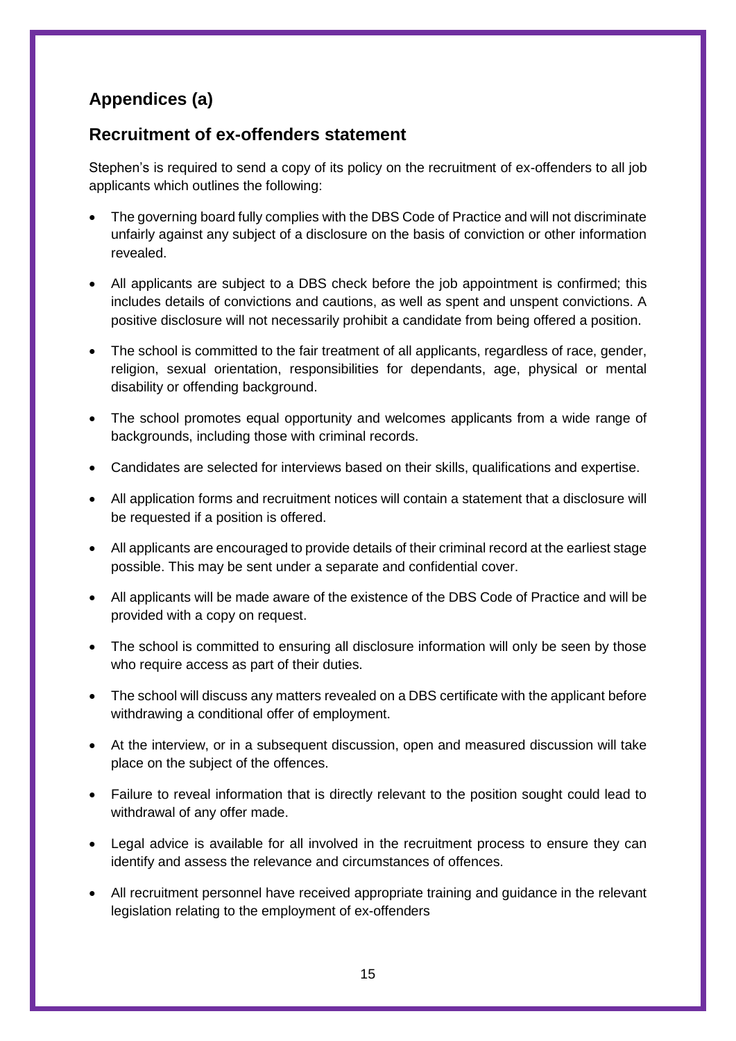## Appendices (a)

## Recruitment of ex-offenders statement

Stephen's is required to send a copy of its policy on the recruitment of ex-offenders to all job applicants which outlines the following:

- The governing board fully complies with the DBS Code of Practice and will not discriminate unfairly against any subject of a disclosure on the basis of conviction or other information revealed.
- All applicants are subject to a DBS check before the job appointment is confirmed; this includes details of convictions and cautions, as well as spent and unspent convictions. A positive disclosure will not necessarily prohibit a candidate from being offered a position.
- The school is committed to the fair treatment of all applicants, regardless of race, gender, religion, sexual orientation, responsibilities for dependants, age, physical or mental disability or offending background.
- The school promotes equal opportunity and welcomes applicants from a wide range of backgrounds, including those with criminal records.
- Candidates are selected for interviews based on their skills, qualifications and expertise.
- All application forms and recruitment notices will contain a statement that a disclosure will be requested if a position is offered.
- All applicants are encouraged to provide details of their criminal record at the earliest stage possible. This may be sent under a separate and confidential cover.
- All applicants will be made aware of the existence of the DBS Code of Practice and will be provided with a copy on request.
- The school is committed to ensuring all disclosure information will only be seen by those who require access as part of their duties.
- The school will discuss any matters revealed on a DBS certificate with the applicant before withdrawing a conditional offer of employment.
- At the interview, or in a subsequent discussion, open and measured discussion will take place on the subject of the offences.
- Failure to reveal information that is directly relevant to the position sought could lead to withdrawal of any offer made.
- Legal advice is available for all involved in the recruitment process to ensure they can identify and assess the relevance and circumstances of offences.
- All recruitment personnel have received appropriate training and guidance in the relevant legislation relating to the employment of ex-offenders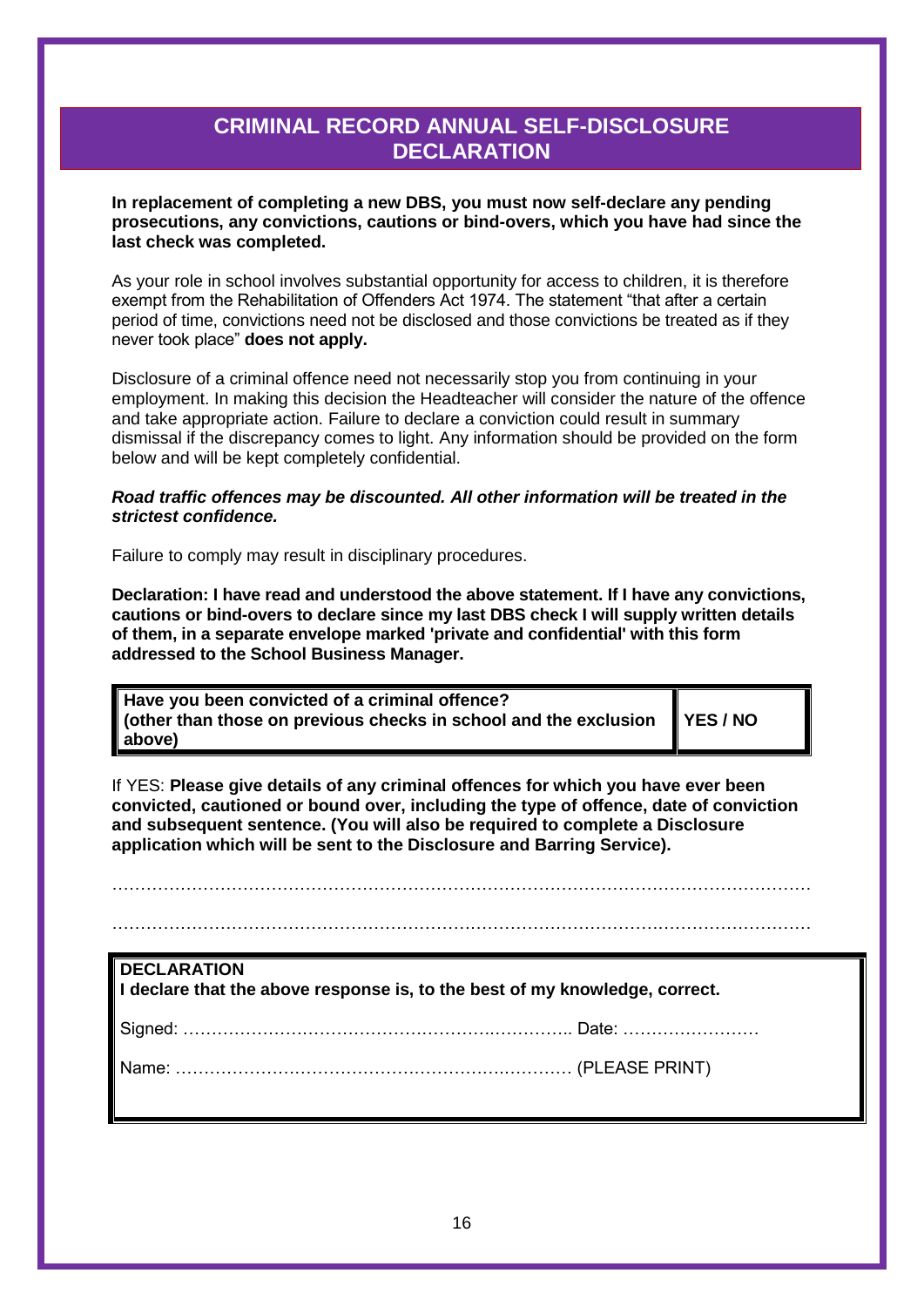# CRIMINAL RECORD ANNUAL SELF-DISCLOSURE DECLARATION

**In replacement of completing a new DBS, you must now self-declare any pending prosecutions, any convictions, cautions or bind-overs, which you have had since the last check was completed.**

As your role in school involves substantial opportunity for access to children, it is therefore exempt from the Rehabilitation of Offenders Act 1974. The statement "that after a certain period of time, convictions need not be disclosed and those convictions be treated as if they never took place" **does not apply.**

Disclosure of a criminal offence need not necessarily stop you from continuing in your employment. In making this decision the Headteacher will consider the nature of the offence and take appropriate action. Failure to declare a conviction could result in summary dismissal if the discrepancy comes to light. Any information should be provided on the form below and will be kept completely confidential.

***Road traffic offences may be discounted. All other information will be treated in the strictest confidence.***

Failure to comply may result in disciplinary procedures.

**Declaration: I have read and understood the above statement. If I have any convictions, cautions or bind-overs to declare since my last DBS check I will supply written details of them, in a separate envelope marked 'private and confidential' with this form addressed to the School Business Manager.**

| **Have you been convicted of a criminal offence? (other than those on previous checks in school and the exclusion above)** | **YES / NO** |
|---|---|

If YES: **Please give details of any criminal offences for which you have ever been convicted, cautioned or bound over, including the type of offence, date of conviction and subsequent sentence. (You will also be required to complete a Disclosure application which will be sent to the Disclosure and Barring Service).**

…………………………………………………………………………………………………………

…………………………………………………………………………………………………………

**DECLARATION**
**I declare that the above response is, to the best of my knowledge, correct.**

Signed: ……………………………………………………………….. Date: ……………………

Name: …………………………………………………………… (PLEASE PRINT)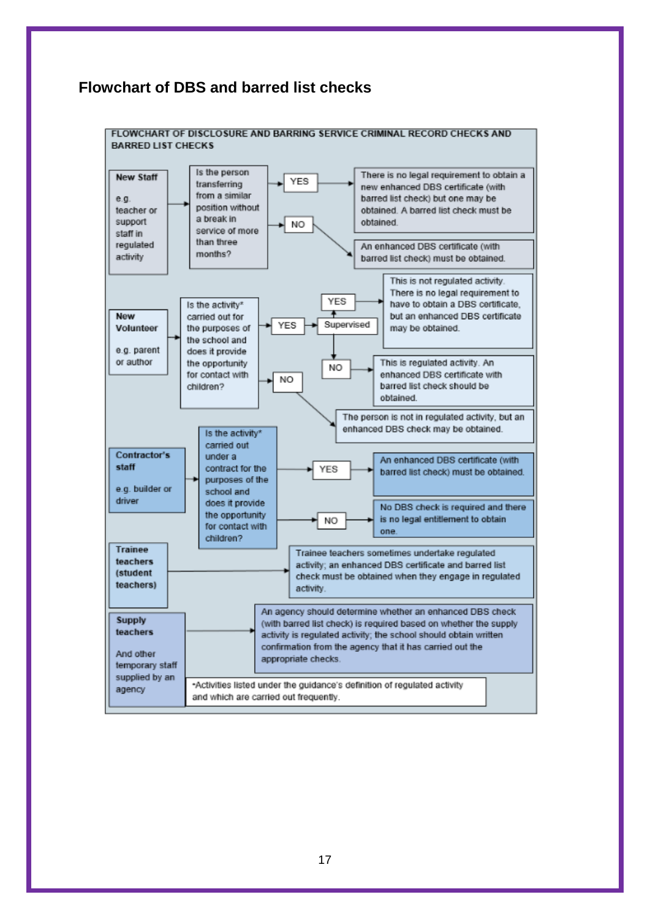## Flowchart of DBS and barred list checks

FLOWCHART OF DISCLOSURE AND BARRING SERVICE CRIMINAL RECORD CHECKS AND BARRED LIST CHECKS

**New Staff**

e.g. teacher or support staff in regulated activity

Is the person transferring from a similar position without a break in service of more than three months?

YES

There is no legal requirement to obtain a new enhanced DBS certificate (with barred list check) but one may be obtained. A barred list check must be obtained.

NO

An enhanced DBS certificate (with barred list check) must be obtained.

**New Volunteer**

e.g. parent or author

Is the activity* carried out for the purposes of the school and does it provide the opportunity for contact with children?

YES

Supervised

YES

This is not regulated activity. There is no legal requirement to have to obtain a DBS certificate, but an enhanced DBS certificate may be obtained.

NO

This is regulated activity. An enhanced DBS certificate with barred list check should be obtained.

NO

The person is not in regulated activity, but an enhanced DBS check may be obtained.

**Contractor's staff**

e.g. builder or driver

Is the activity* carried out under a contract for the purposes of the school and does it provide the opportunity for contact with children?

YES

An enhanced DBS certificate (with barred list check) must be obtained.

NO

No DBS check is required and there is no legal entitlement to obtain one.

**Trainee teachers (student teachers)**

Trainee teachers sometimes undertake regulated activity; an enhanced DBS certificate and barred list check must be obtained when they engage in regulated activity.

**Supply teachers**

And other temporary staff supplied by an agency

An agency should determine whether an enhanced DBS check (with barred list check) is required based on whether the supply activity is regulated activity; the school should obtain written confirmation from the agency that it has carried out the appropriate checks.

*Activities listed under the guidance's definition of regulated activity and which are carried out frequently.